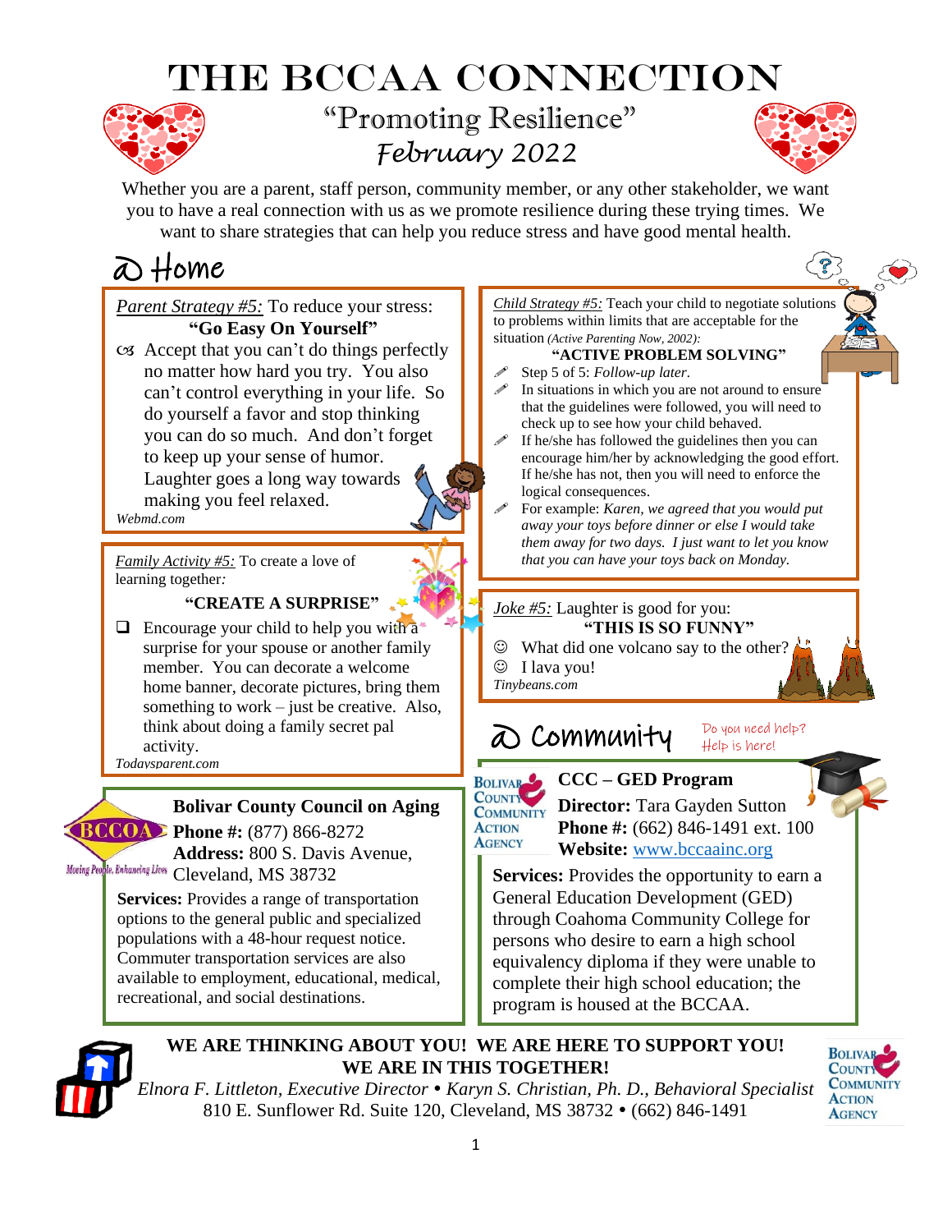# THE BCCAA CONNECTION

## "Promoting Resilience"

## February 2022

Whether you are a parent, staff person, community member, or any other stakeholder, we want you to have a real connection with us as we promote resilience during these trying times. We want to share strategies that can help you reduce stress and have good mental health.

## @ Home

*Parent Strategy #5:* To reduce your stress:

**"Go Easy On Yourself"**

- Accept that you can't do things perfectly no matter how hard you try. You also can't control everything in your life. So do yourself a favor and stop thinking you can do so much. And don't forget to keep up your sense of humor. Laughter goes a long way towards making you feel relaxed.

*Webmd.com*

*Family Activity #5:* To create a love of learning together:

**"CREATE A SURPRISE"**

- Encourage your child to help you with a surprise for your spouse or another family member. You can decorate a welcome home banner, decorate pictures, bring them something to work – just be creative. Also, think about doing a family secret pal activity.

*Todaysparent.com*

*Child Strategy #5:* Teach your child to negotiate solutions to problems within limits that are acceptable for the situation *(Active Parenting Now, 2002):*

**"ACTIVE PROBLEM SOLVING"**

- Step 5 of 5: *Follow-up later*.
- In situations in which you are not around to ensure that the guidelines were followed, you will need to check up to see how your child behaved.
- If he/she has followed the guidelines then you can encourage him/her by acknowledging the good effort. If he/she has not, then you will need to enforce the logical consequences.
- For example: *Karen, we agreed that you would put away your toys before dinner or else I would take them away for two days. I just want to let you know that you can have your toys back on Monday.*

*Joke #5:* Laughter is good for you:

**"THIS IS SO FUNNY"**

- ☺ What did one volcano say to the other?
- ☺ I lava you!

*Tinybeans.com*

## @ Community

Do you need help? Help is here!

**Bolivar County Council on Aging**

**Phone #:** (877) 866-8272

**Address:** 800 S. Davis Avenue, Cleveland, MS 38732

**Services:** Provides a range of transportation options to the general public and specialized populations with a 48-hour request notice. Commuter transportation services are also available to employment, educational, medical, recreational, and social destinations.

**CCC – GED Program**

**Director:** Tara Gayden Sutton

**Phone #:** (662) 846-1491 ext. 100

**Website:** www.bccaainc.org

**Services:** Provides the opportunity to earn a General Education Development (GED) through Coahoma Community College for persons who desire to earn a high school equivalency diploma if they were unable to complete their high school education; the program is housed at the BCCAA.

**WE ARE THINKING ABOUT YOU! WE ARE HERE TO SUPPORT YOU! WE ARE IN THIS TOGETHER!**

*Elnora F. Littleton, Executive Director • Karyn S. Christian, Ph. D., Behavioral Specialist*

810 E. Sunflower Rd. Suite 120, Cleveland, MS 38732 • (662) 846-1491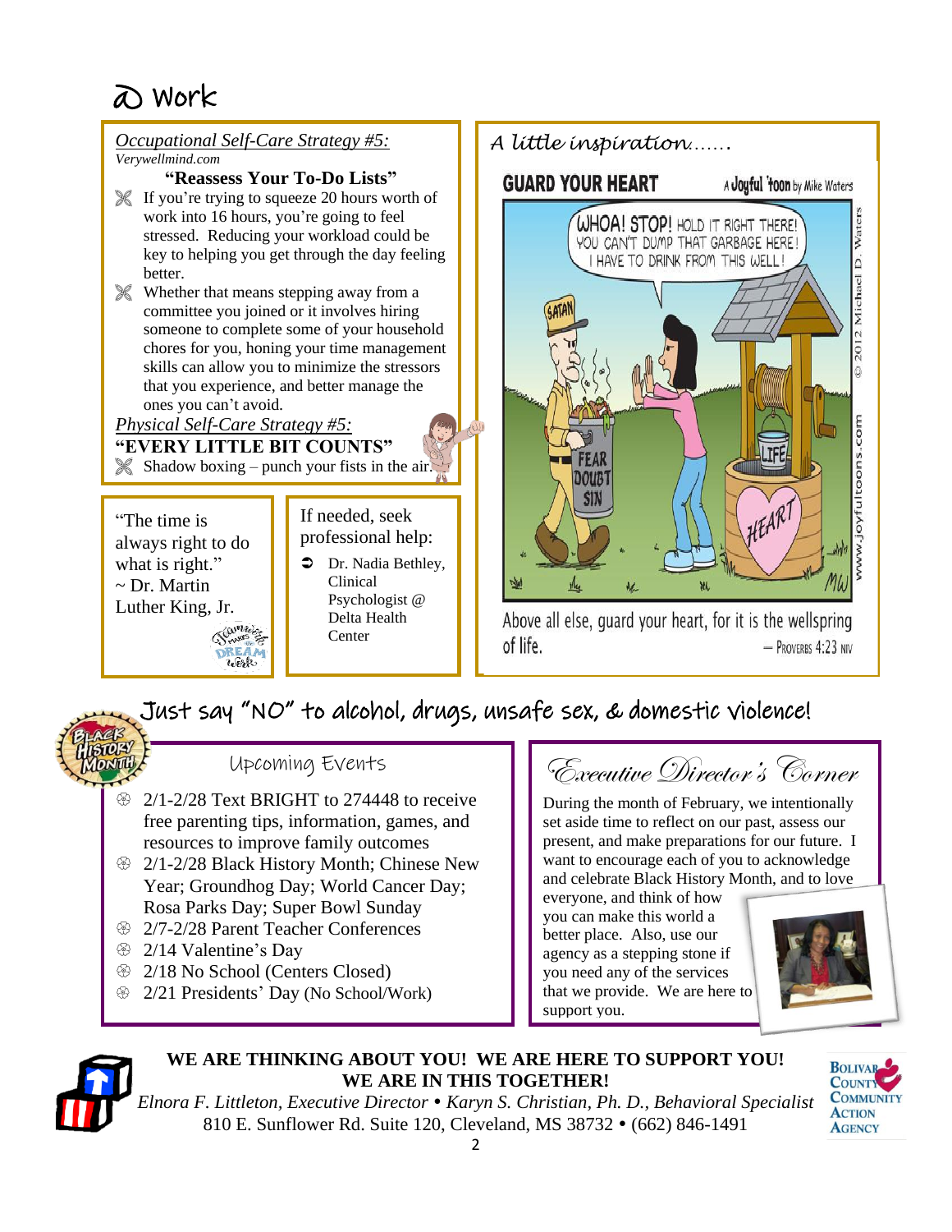# @ Work

*Occupational Self-Care Strategy #5:*
*Verywellmind.com*

**"Reassess Your To-Do Lists"**

- If you're trying to squeeze 20 hours worth of work into 16 hours, you're going to feel stressed. Reducing your workload could be key to helping you get through the day feeling better.
- Whether that means stepping away from a committee you joined or it involves hiring someone to complete some of your household chores for you, honing your time management skills can allow you to minimize the stressors that you experience, and better manage the ones you can't avoid.

*Physical Self-Care Strategy #5:*

**"EVERY LITTLE BIT COUNTS"**

- Shadow boxing – punch your fists in the air.

"The time is always right to do what is right."
~ Dr. Martin Luther King, Jr.

If needed, seek professional help:

- Dr. Nadia Bethley, Clinical Psychologist @ Delta Health Center

*A little inspiration……*

**GUARD YOUR HEART**

Above all else, guard your heart, for it is the wellspring of life.
— Proverbs 4:23 NIV

## Just say "NO" to alcohol, drugs, unsafe sex, & domestic violence!

### Upcoming Events

- 2/1-2/28 Text BRIGHT to 274448 to receive free parenting tips, information, games, and resources to improve family outcomes
- 2/1-2/28 Black History Month; Chinese New Year; Groundhog Day; World Cancer Day; Rosa Parks Day; Super Bowl Sunday
- 2/7-2/28 Parent Teacher Conferences
- 2/14 Valentine's Day
- 2/18 No School (Centers Closed)
- 2/21 Presidents' Day (No School/Work)

### Executive Director's Corner

During the month of February, we intentionally set aside time to reflect on our past, assess our present, and make preparations for our future. I want to encourage each of you to acknowledge and celebrate Black History Month, and to love everyone, and think of how you can make this world a better place. Also, use our agency as a stepping stone if you need any of the services that we provide. We are here to support you.

**WE ARE THINKING ABOUT YOU! WE ARE HERE TO SUPPORT YOU!**
**WE ARE IN THIS TOGETHER!**

*Elnora F. Littleton, Executive Director* • *Karyn S. Christian, Ph. D., Behavioral Specialist*
810 E. Sunflower Rd. Suite 120, Cleveland, MS 38732 • (662) 846-1491

Bolivar County Community Action Agency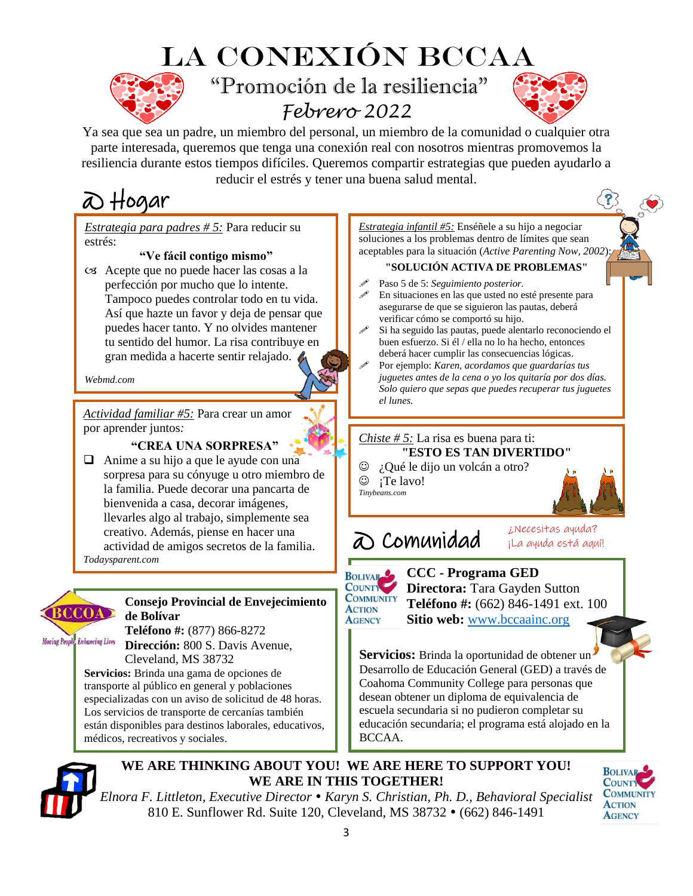# LA CONEXIÓN BCCAA

## "Promoción de la resiliencia"

## Febrero 2022

Ya sea que sea un padre, un miembro del personal, un miembro de la comunidad o cualquier otra parte interesada, queremos que tenga una conexión real con nosotros mientras promovemos la resiliencia durante estos tiempos difíciles. Queremos compartir estrategias que pueden ayudarlo a reducir el estrés y tener una buena salud mental.

## @ Hogar

*Estrategia para padres # 5:* Para reducir su estrés:

**"Ve fácil contigo mismo"**

- Acepte que no puede hacer las cosas a la perfección por mucho que lo intente. Tampoco puedes controlar todo en tu vida. Así que hazte un favor y deja de pensar que puedes hacer tanto. Y no olvides mantener tu sentido del humor. La risa contribuye en gran medida a hacerte sentir relajado.

*Webmd.com*

*Actividad familiar #5:* Para crear un amor por aprender juntos*:*

**"CREA UNA SORPRESA"**

- Anime a su hijo a que le ayude con una sorpresa para su cónyuge u otro miembro de la familia. Puede decorar una pancarta de bienvenida a casa, decorar imágenes, llevarles algo al trabajo, simplemente sea creativo. Además, piense en hacer una actividad de amigos secretos de la familia.

*Todaysparent.com*

*Estrategia infantil #5:* Enséñele a su hijo a negociar soluciones a los problemas dentro de límites que sean aceptables para la situación (*Active Parenting Now, 2002*):

**"SOLUCIÓN ACTIVA DE PROBLEMAS"**

- Paso 5 de 5: *Seguimiento posterior.*
- En situaciones en las que usted no esté presente para asegurarse de que se siguieron las pautas, deberá verificar cómo se comportó su hijo.
- Si ha seguido las pautas, puede alentarlo reconociendo el buen esfuerzo. Si él / ella no lo ha hecho, entonces deberá hacer cumplir las consecuencias lógicas.
- Por ejemplo: *Karen, acordamos que guardarías tus juguetes antes de la cena o yo los quitaría por dos días. Solo quiero que sepas que puedes recuperar tus juguetes el lunes.*

*Chiste # 5:* La risa es buena para ti:

**"ESTO ES TAN DIVERTIDO"**

- ☺ ¿Qué le dijo un volcán a otro?
- ☺ ¡Te lavo!

*Tinybeans.com*

## @ Comunidad

¿Necesitas ayuda? ¡La ayuda está aquí!

**Consejo Provincial de Envejecimiento de Bolívar**
**Teléfono #:** (877) 866-8272
**Dirección:** 800 S. Davis Avenue, Cleveland, MS 38732
**Servicios:** Brinda una gama de opciones de transporte al público en general y poblaciones especializadas con un aviso de solicitud de 48 horas. Los servicios de transporte de cercanías también están disponibles para destinos laborales, educativos, médicos, recreativos y sociales.

**CCC - Programa GED**
**Directora:** Tara Gayden Sutton
**Teléfono #:** (662) 846-1491 ext. 100
**Sitio web:** www.bccaainc.org

**Servicios:** Brinda la oportunidad de obtener un Desarrollo de Educación General (GED) a través de Coahoma Community College para personas que desean obtener un diploma de equivalencia de escuela secundaria si no pudieron completar su educación secundaria; el programa está alojado en la BCCAA.

**WE ARE THINKING ABOUT YOU! WE ARE HERE TO SUPPORT YOU! WE ARE IN THIS TOGETHER!**

*Elnora F. Littleton, Executive Director* • *Karyn S. Christian, Ph. D., Behavioral Specialist*
810 E. Sunflower Rd. Suite 120, Cleveland, MS 38732 • (662) 846-1491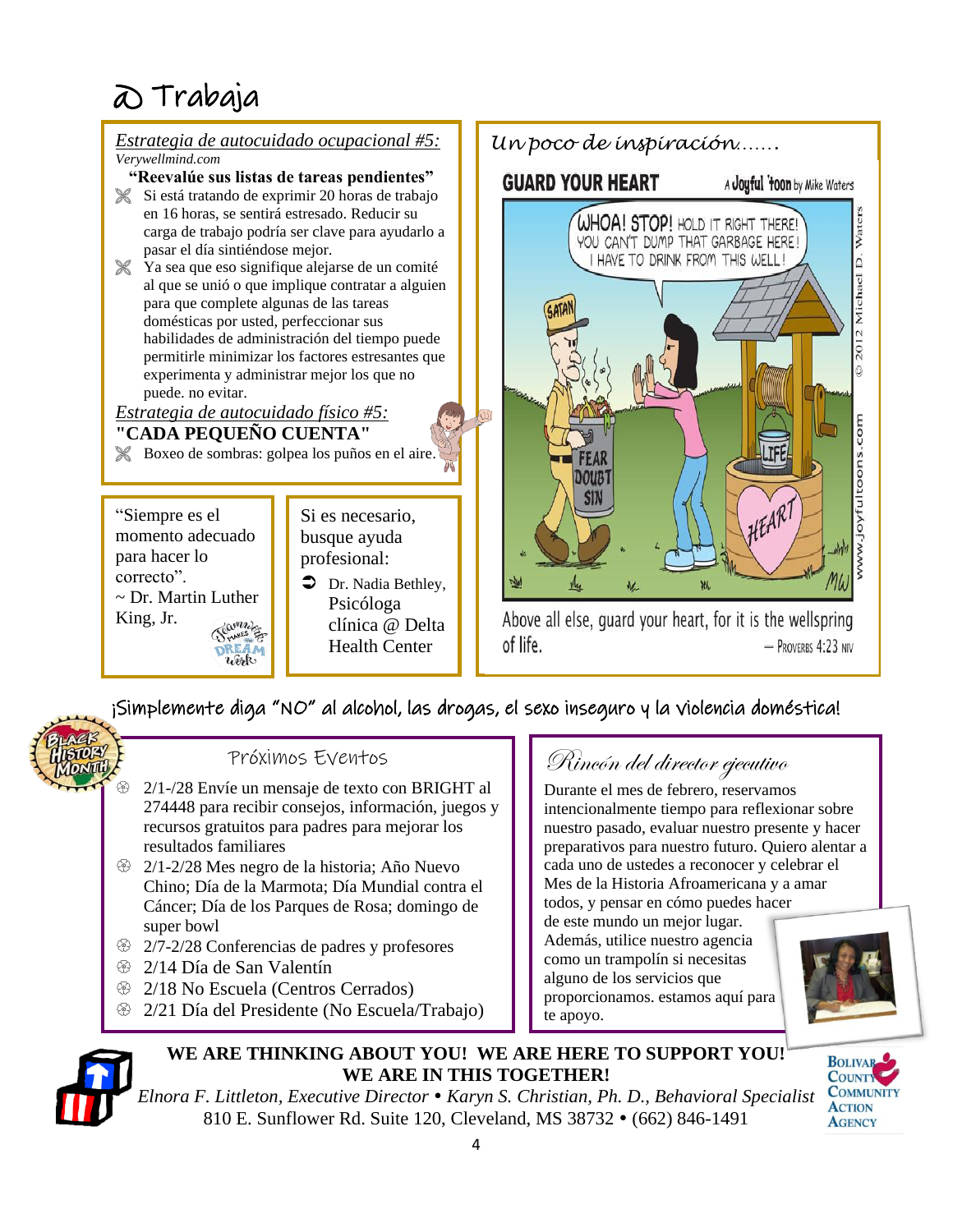# @ Trabaja

*Estrategia de autocuidado ocupacional #5:*
*Verywellmind.com*

**"Reevalúe sus listas de tareas pendientes"**

- Si está tratando de exprimir 20 horas de trabajo en 16 horas, se sentirá estresado. Reducir su carga de trabajo podría ser clave para ayudarlo a pasar el día sintiéndose mejor.
- Ya sea que eso signifique alejarse de un comité al que se unió o que implique contratar a alguien para que complete algunas de las tareas domésticas por usted, perfeccionar sus habilidades de administración del tiempo puede permitirle minimizar los factores estresantes que experimenta y administrar mejor los que no puede. no evitar.

*Estrategia de autocuidado físico #5:*

**"CADA PEQUEÑO CUENTA"**

- Boxeo de sombras: golpea los puños en el aire.

"Siempre es el momento adecuado para hacer lo correcto".
~ Dr. Martin Luther King, Jr.

Si es necesario, busque ayuda profesional:

- Dr. Nadia Bethley, Psicóloga clínica @ Delta Health Center

*Un poco de inspiración……*

GUARD YOUR HEART

A Joyful 'toon by Mike Waters

WHOA! STOP! HOLD IT RIGHT THERE! YOU CAN'T DUMP THAT GARBAGE HERE! I HAVE TO DRINK FROM THIS WELL!

SATAN

FEAR DOUBT SIN

LIFE

HEART

© 2012 Michael D. Waters

www.joyfultoons.com

Above all else, guard your heart, for it is the wellspring of life.
— Proverbs 4:23 NIV

¡Simplemente diga "NO" al alcohol, las drogas, el sexo inseguro y la violencia doméstica!

## Próximos Eventos

- 2/1-/28 Envíe un mensaje de texto con BRIGHT al 274448 para recibir consejos, información, juegos y recursos gratuitos para padres para mejorar los resultados familiares
- 2/1-2/28 Mes negro de la historia; Año Nuevo Chino; Día de la Marmota; Día Mundial contra el Cáncer; Día de los Parques de Rosa; domingo de super bowl
- 2/7-2/28 Conferencias de padres y profesores
- 2/14 Día de San Valentín
- 2/18 No Escuela (Centros Cerrados)
- 2/21 Día del Presidente (No Escuela/Trabajo)

## *Rincón del director ejecutivo*

Durante el mes de febrero, reservamos intencionalmente tiempo para reflexionar sobre nuestro pasado, evaluar nuestro presente y hacer preparativos para nuestro futuro. Quiero alentar a cada uno de ustedes a reconocer y celebrar el Mes de la Historia Afroamericana y a amar todos, y pensar en cómo puedes hacer de este mundo un mejor lugar. Además, utilice nuestra agencia como un trampolín si necesitas alguno de los servicios que proporcionamos. estamos aquí para te apoyo.

**WE ARE THINKING ABOUT YOU! WE ARE HERE TO SUPPORT YOU! WE ARE IN THIS TOGETHER!**

*Elnora F. Littleton, Executive Director* • *Karyn S. Christian, Ph. D., Behavioral Specialist*
810 E. Sunflower Rd. Suite 120, Cleveland, MS 38732 • (662) 846-1491

Bolivar County Community Action Agency